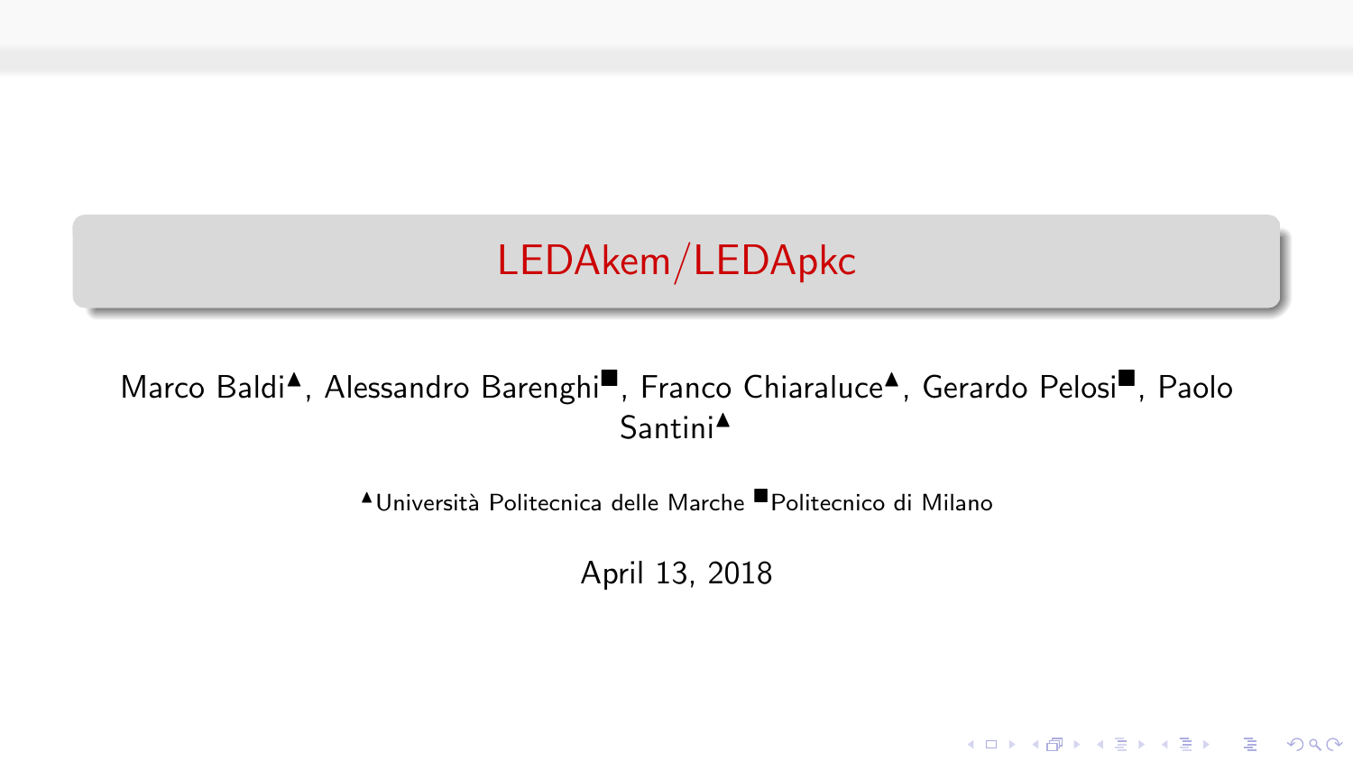# LEDAkem/LEDApkc

Marco Baldi[▲], Alessandro Barenghi[■], Franco Chiaraluce[▲], Gerardo Pelosi[■], Paolo Santini[▲]

[▲]Università Politecnica delle Marche [■]Politecnico di Milano

April 13, 2018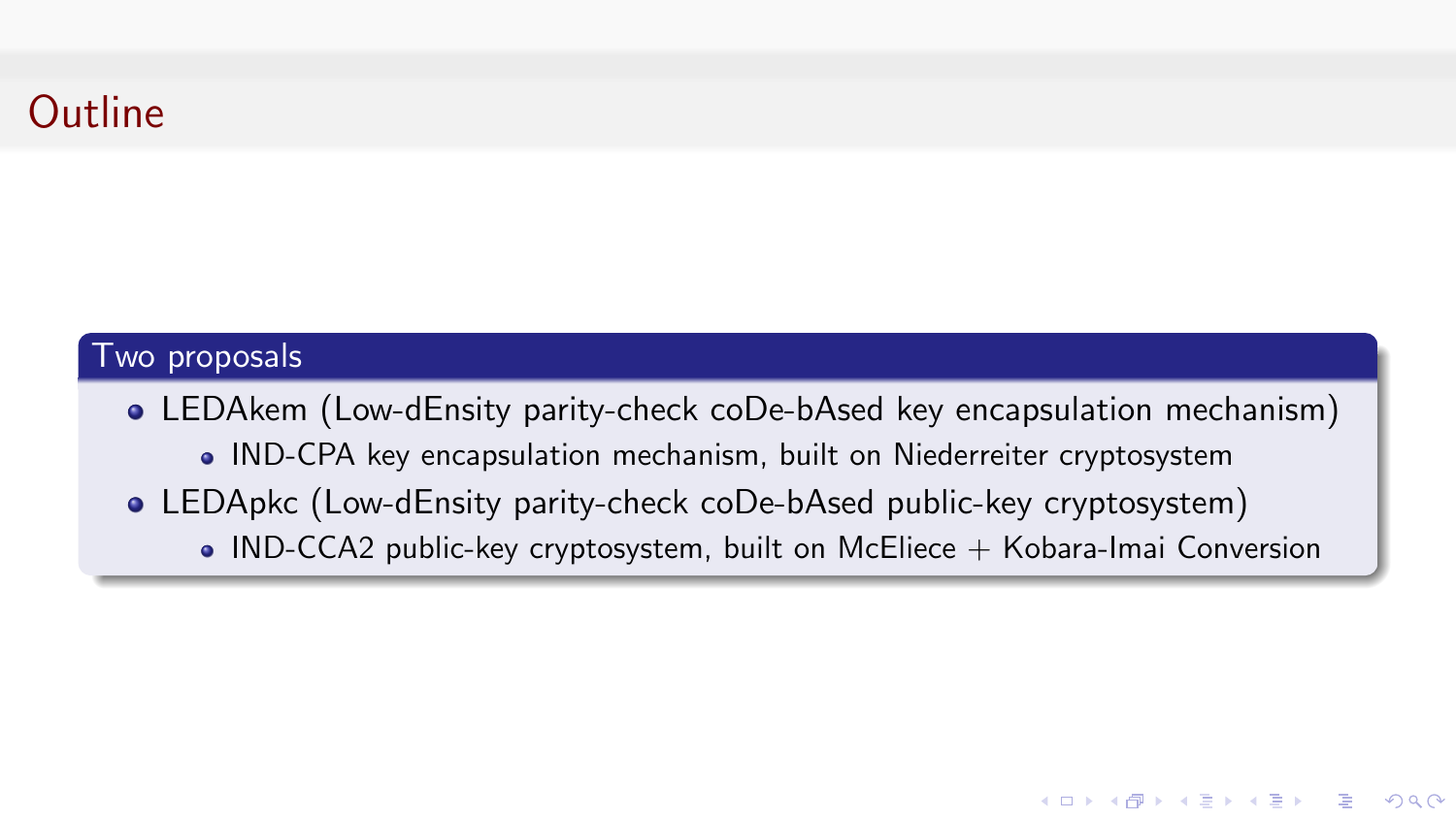# Outline

## Two proposals

- LEDAkem (Low-dEnsity parity-check coDe-bAsed key encapsulation mechanism)
  - IND-CPA key encapsulation mechanism, built on Niederreiter cryptosystem
- LEDApkc (Low-dEnsity parity-check coDe-bAsed public-key cryptosystem)
  - IND-CCA2 public-key cryptosystem, built on McEliece + Kobara-Imai Conversion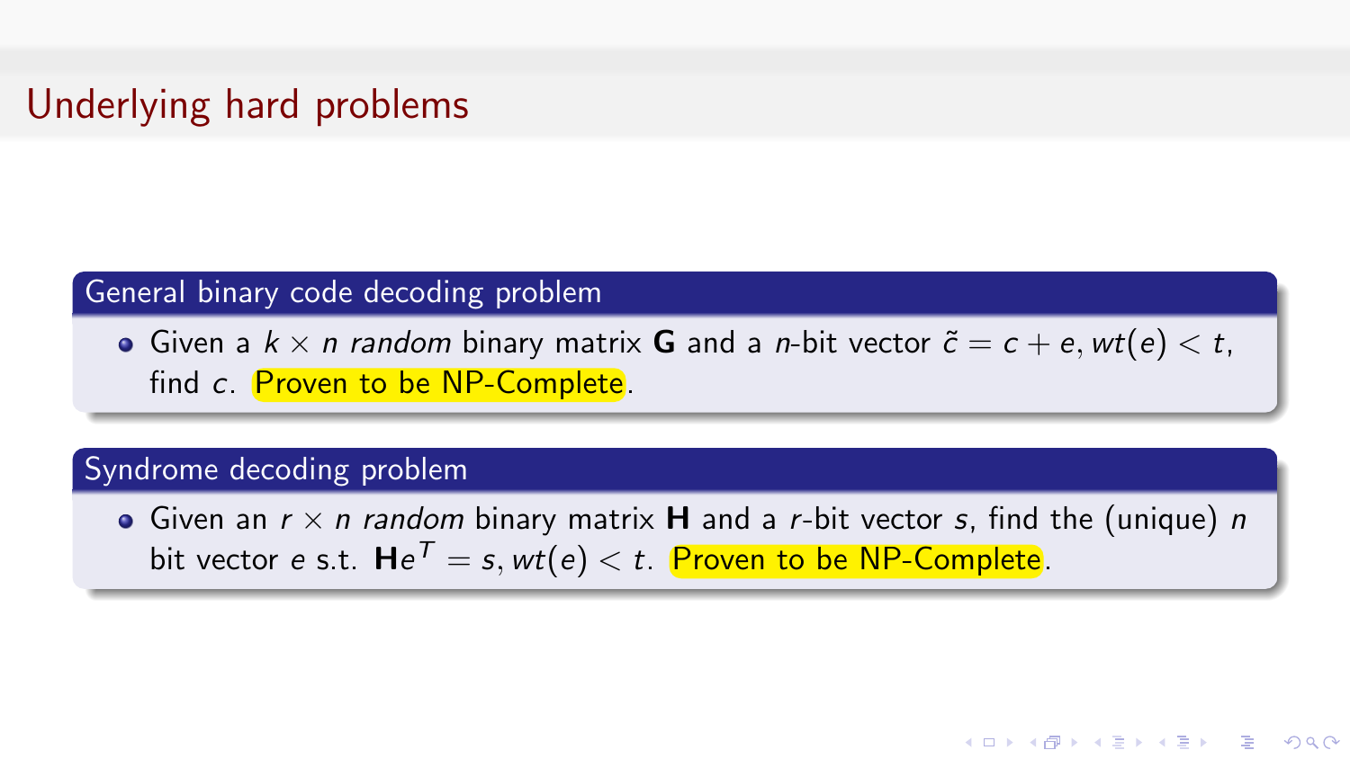# Underlying hard problems

### General binary code decoding problem

- Given a $k \times n$ *random* binary matrix $\mathbf{G}$ and a $n$-bit vector $\tilde{c} = c + e, wt(e) < t$, find $c$. Proven to be NP-Complete.

### Syndrome decoding problem

- Given an $r \times n$ *random* binary matrix $\mathbf{H}$ and a $r$-bit vector $s$, find the (unique) $n$ bit vector $e$ s.t. $\mathbf{H}e^T = s, wt(e) < t$. Proven to be NP-Complete.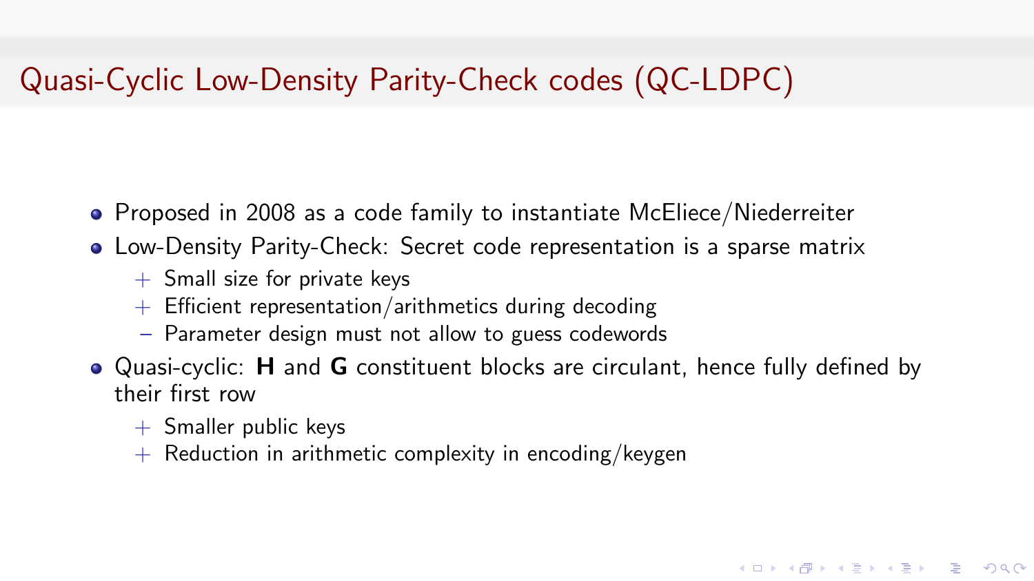# Quasi-Cyclic Low-Density Parity-Check codes (QC-LDPC)

- Proposed in 2008 as a code family to instantiate McEliece/Niederreiter
- Low-Density Parity-Check: Secret code representation is a sparse matrix
  - \+ Small size for private keys
  - \+ Efficient representation/arithmetics during decoding
  - − Parameter design must not allow to guess codewords
- Quasi-cyclic: **H** and **G** constituent blocks are circulant, hence fully defined by their first row
  - \+ Smaller public keys
  - \+ Reduction in arithmetic complexity in encoding/keygen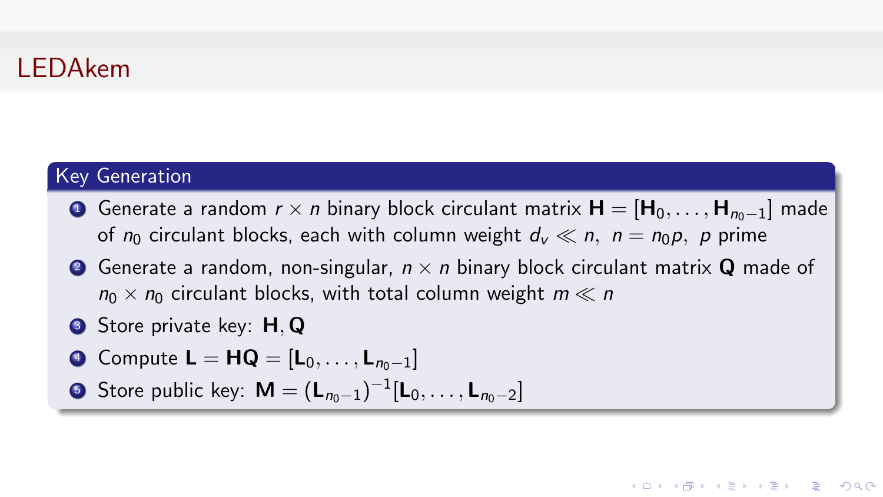# LEDAkem

## Key Generation

1. Generate a random $r \times n$ binary block circulant matrix $\mathbf{H} = [\mathbf{H}_0, \ldots, \mathbf{H}_{n_0-1}]$ made of $n_0$ circulant blocks, each with column weight $d_v \ll n$, $n = n_0 p$, $p$ prime
2. Generate a random, non-singular, $n \times n$ binary block circulant matrix $\mathbf{Q}$ made of $n_0 \times n_0$ circulant blocks, with total column weight $m \ll n$
3. Store private key: $\mathbf{H}, \mathbf{Q}$
4. Compute $\mathbf{L} = \mathbf{HQ} = [\mathbf{L}_0, \ldots, \mathbf{L}_{n_0-1}]$
5. Store public key: $\mathbf{M} = (\mathbf{L}_{n_0-1})^{-1}[\mathbf{L}_0, \ldots, \mathbf{L}_{n_0-2}]$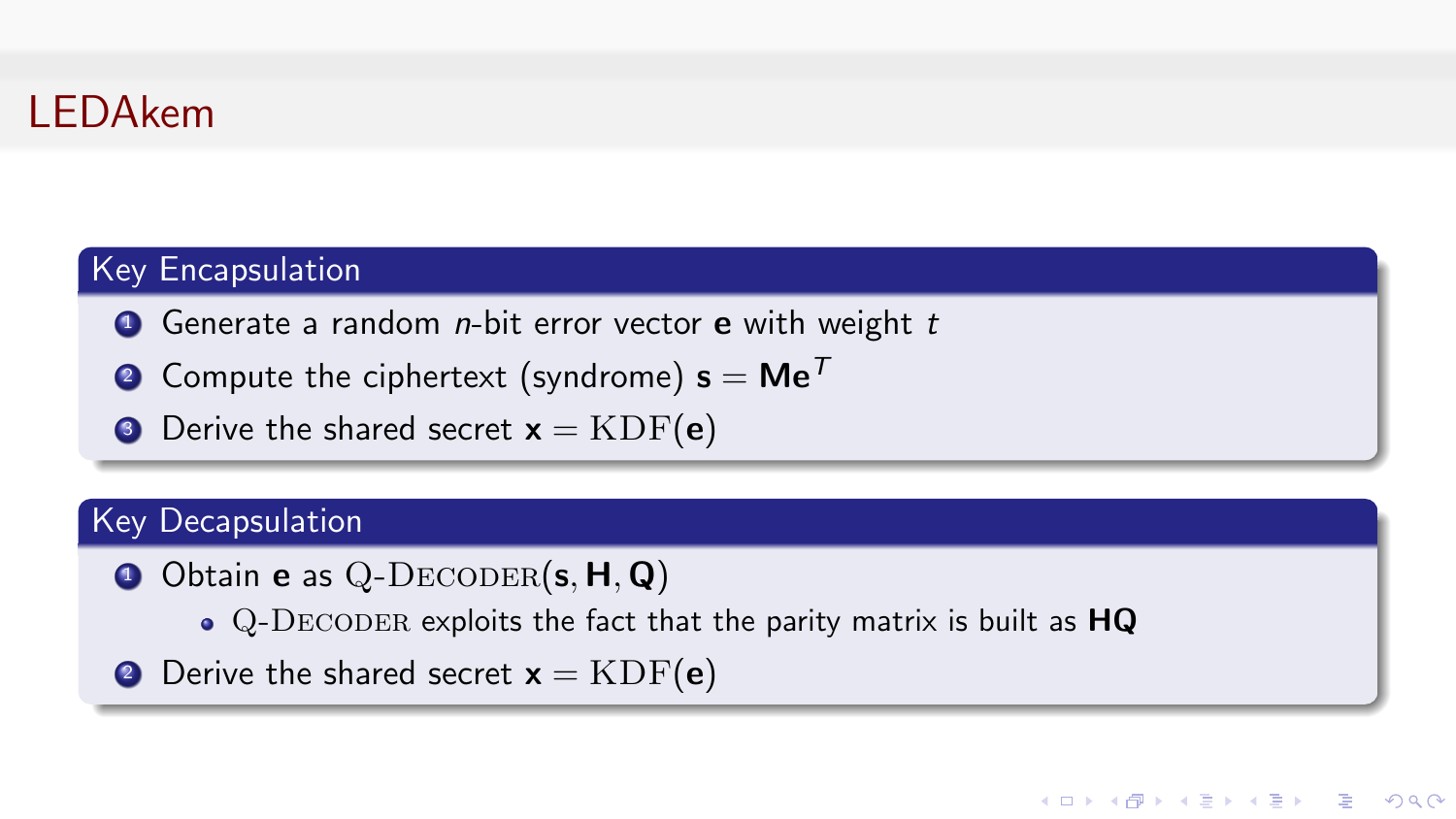# LEDAkem

### Key Encapsulation

1. Generate a random $n$-bit error vector $\mathbf{e}$ with weight $t$
2. Compute the ciphertext (syndrome) $\mathbf{s} = \mathbf{M}\mathbf{e}^T$
3. Derive the shared secret $\mathbf{x} = \mathrm{KDF}(\mathbf{e})$

### Key Decapsulation

1. Obtain $\mathbf{e}$ as $\mathrm{Q}\text{-}\textsc{Decoder}(\mathbf{s}, \mathbf{H}, \mathbf{Q})$
   - $\mathrm{Q}\text{-}\textsc{Decoder}$ exploits the fact that the parity matrix is built as $\mathbf{HQ}$
2. Derive the shared secret $\mathbf{x} = \mathrm{KDF}(\mathbf{e})$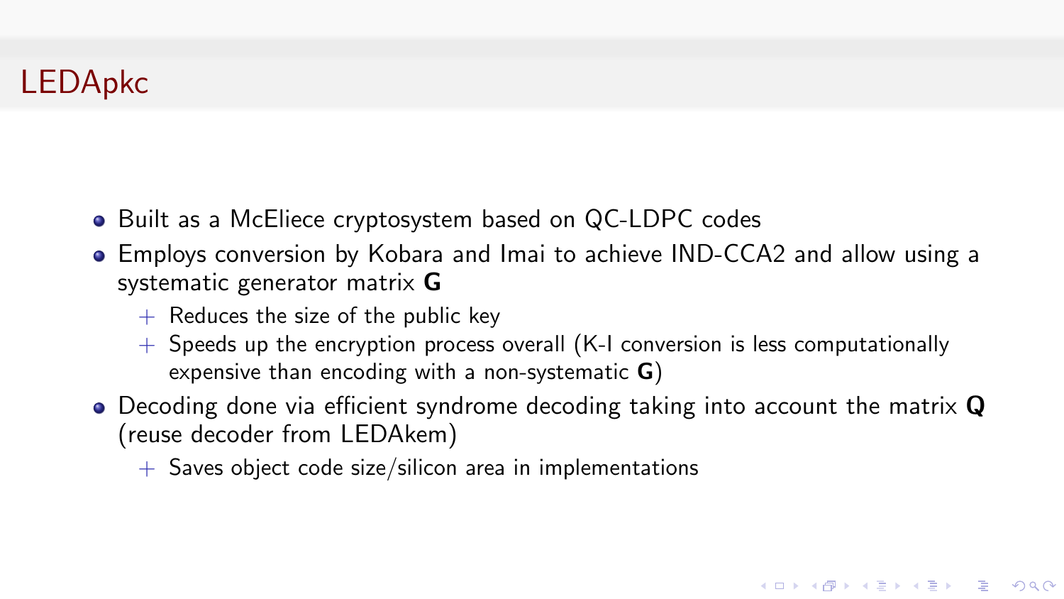# LEDApkc

- Built as a McEliece cryptosystem based on QC-LDPC codes
- Employs conversion by Kobara and Imai to achieve IND-CCA2 and allow using a systematic generator matrix $\mathbf{G}$
  - + Reduces the size of the public key
  - + Speeds up the encryption process overall (K-I conversion is less computationally expensive than encoding with a non-systematic $\mathbf{G}$)
- Decoding done via efficient syndrome decoding taking into account the matrix $\mathbf{Q}$ (reuse decoder from LEDAkem)
  - + Saves object code size/silicon area in implementations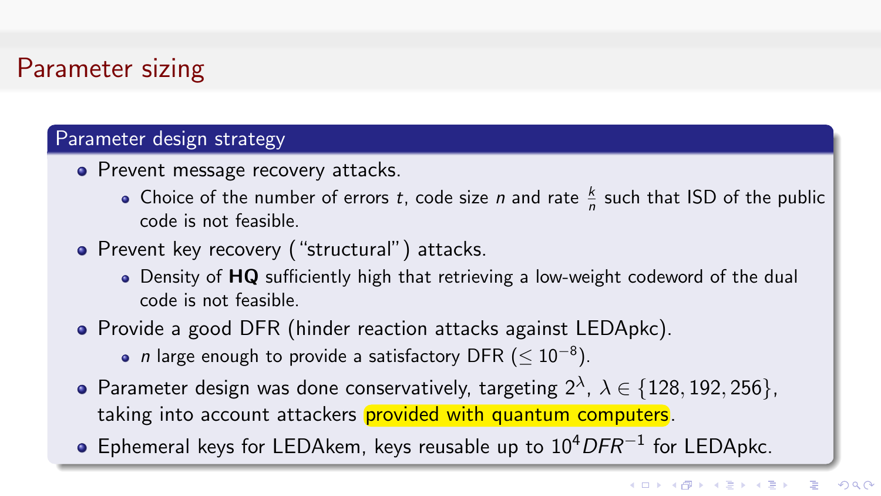# Parameter sizing

## Parameter design strategy

- Prevent message recovery attacks.
  - Choice of the number of errors $t$, code size $n$ and rate $\frac{k}{n}$ such that ISD of the public code is not feasible.
- Prevent key recovery ("structural") attacks.
  - Density of **HQ** sufficiently high that retrieving a low-weight codeword of the dual code is not feasible.
- Provide a good DFR (hinder reaction attacks against LEDApkc).
  - $n$ large enough to provide a satisfactory DFR ($\leq 10^{-8}$).
- Parameter design was done conservatively, targeting $2^{\lambda}$, $\lambda \in \{128, 192, 256\}$, taking into account attackers provided with quantum computers.
- Ephemeral keys for LEDAkem, keys reusable up to $10^{4} DFR^{-1}$ for LEDApkc.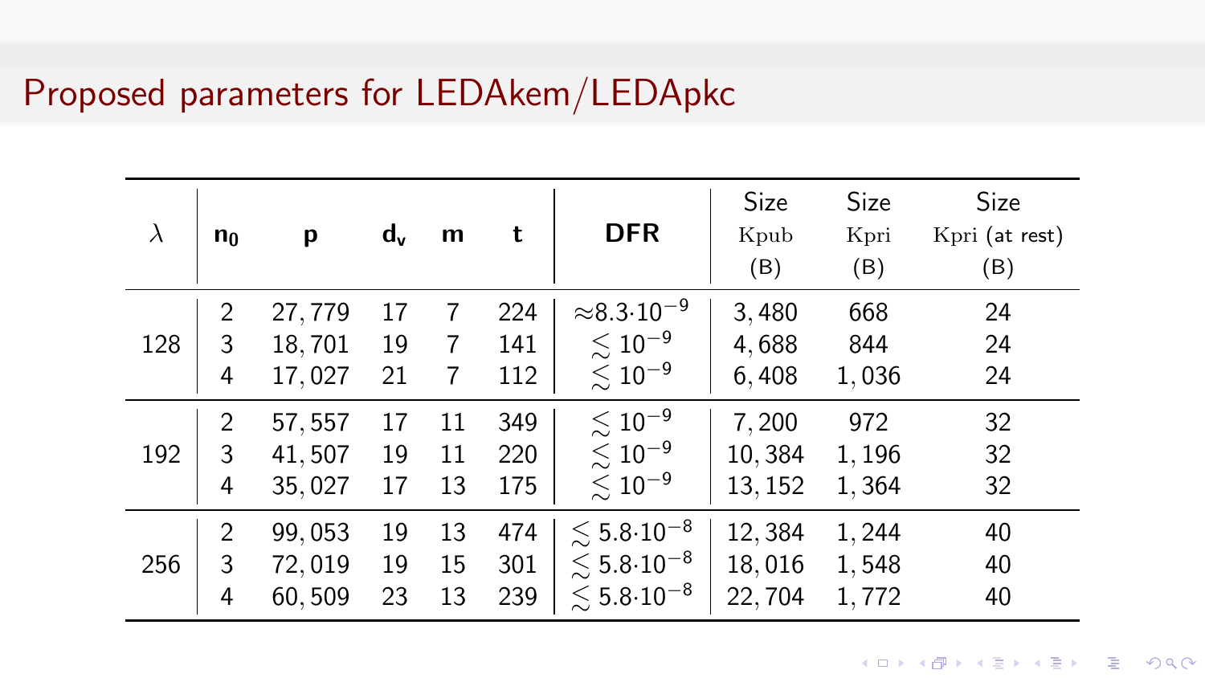# Proposed parameters for LEDAkem/LEDApkc

| $\lambda$ | $n_0$ | p | $d_v$ | m | t | DFR | Size Kpub (B) | Size Kpri (B) | Size Kpri (at rest) (B) |
|---|---|---|---|---|---|---|---|---|---|
| 128 | 2 | 27,779 | 17 | 7 | 224 | $\approx 8.3 \cdot 10^{-9}$ | 3,480 | 668 | 24 |
| | 3 | 18,701 | 19 | 7 | 141 | $\lesssim 10^{-9}$ | 4,688 | 844 | 24 |
| | 4 | 17,027 | 21 | 7 | 112 | $\lesssim 10^{-9}$ | 6,408 | 1,036 | 24 |
| 192 | 2 | 57,557 | 17 | 11 | 349 | $\lesssim 10^{-9}$ | 7,200 | 972 | 32 |
| | 3 | 41,507 | 19 | 11 | 220 | $\lesssim 10^{-9}$ | 10,384 | 1,196 | 32 |
| | 4 | 35,027 | 17 | 13 | 175 | $\lesssim 10^{-9}$ | 13,152 | 1,364 | 32 |
| 256 | 2 | 99,053 | 19 | 13 | 474 | $\lesssim 5.8 \cdot 10^{-8}$ | 12,384 | 1,244 | 40 |
| | 3 | 72,019 | 19 | 15 | 301 | $\lesssim 5.8 \cdot 10^{-8}$ | 18,016 | 1,548 | 40 |
| | 4 | 60,509 | 23 | 13 | 239 | $\lesssim 5.8 \cdot 10^{-8}$ | 22,704 | 1,772 | 40 |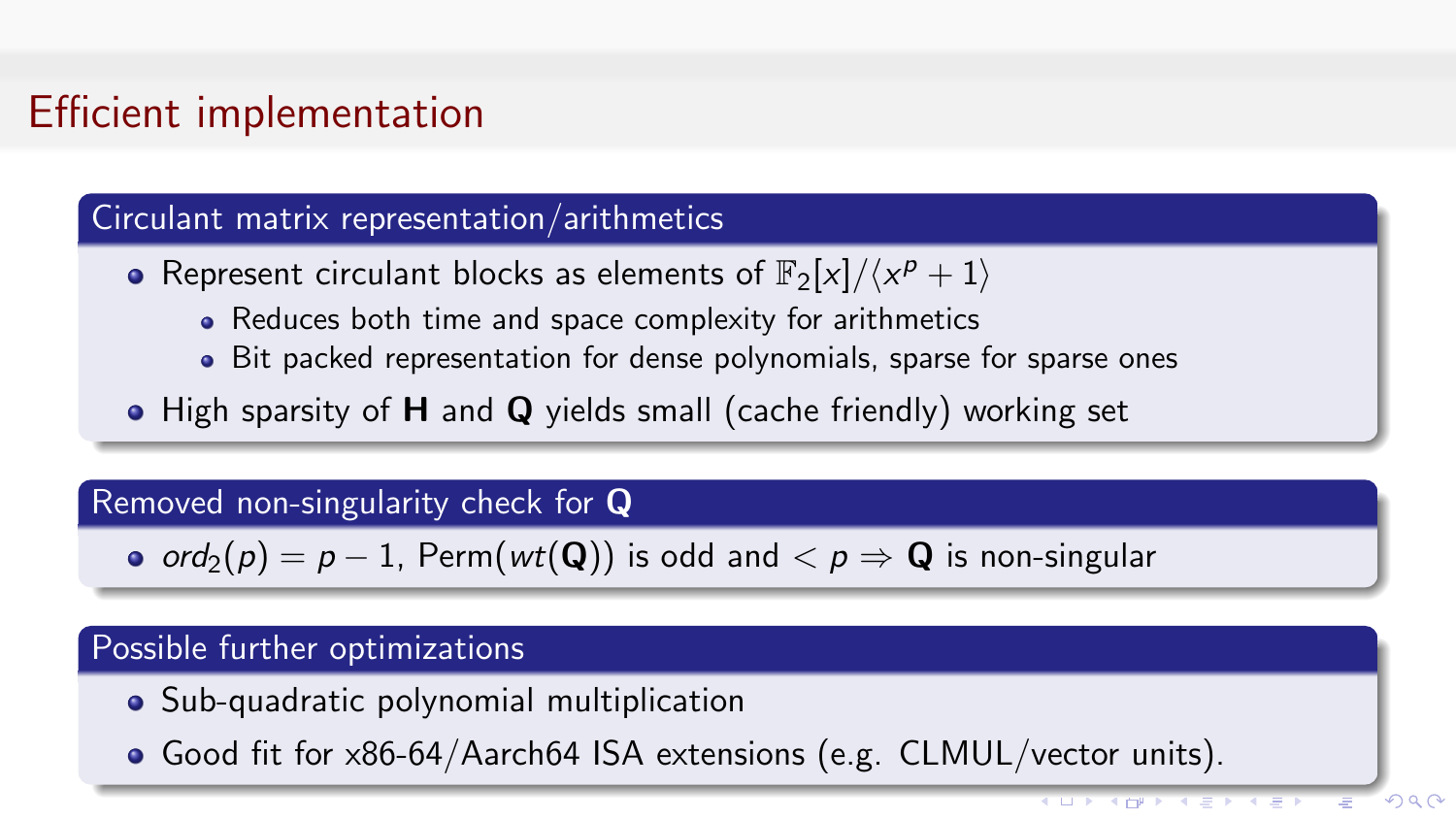# Efficient implementation

## Circulant matrix representation/arithmetics

- Represent circulant blocks as elements of $\mathbb{F}_2[x]/\langle x^p + 1\rangle$
  - Reduces both time and space complexity for arithmetics
  - Bit packed representation for dense polynomials, sparse for sparse ones
- High sparsity of $\mathbf{H}$ and $\mathbf{Q}$ yields small (cache friendly) working set

## Removed non-singularity check for $\mathbf{Q}$

- $ord_2(p) = p - 1$, $\text{Perm}(wt(\mathbf{Q}))$ is odd and $< p \Rightarrow \mathbf{Q}$ is non-singular

## Possible further optimizations

- Sub-quadratic polynomial multiplication
- Good fit for x86-64/Aarch64 ISA extensions (e.g. CLMUL/vector units).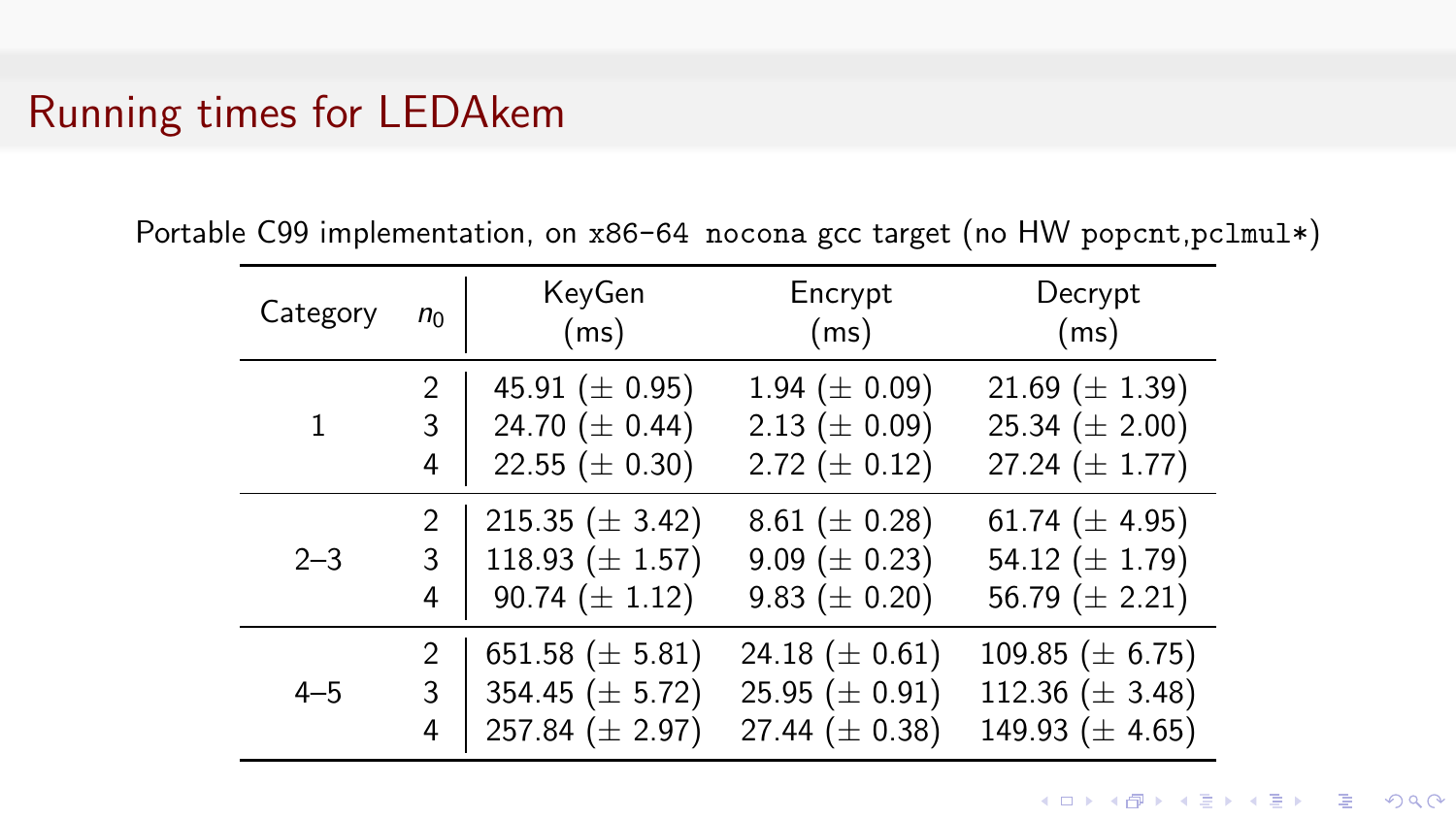# Running times for LEDAkem

Portable C99 implementation, on `x86-64 nocona` gcc target (no HW `popcnt`,`pclmul*`)

| Category | $n_0$ | KeyGen (ms) | Encrypt (ms) | Decrypt (ms) |
|---|---|---|---|---|
| 1 | 2 | 45.91 (± 0.95) | 1.94 (± 0.09) | 21.69 (± 1.39) |
| | 3 | 24.70 (± 0.44) | 2.13 (± 0.09) | 25.34 (± 2.00) |
| | 4 | 22.55 (± 0.30) | 2.72 (± 0.12) | 27.24 (± 1.77) |
| 2–3 | 2 | 215.35 (± 3.42) | 8.61 (± 0.28) | 61.74 (± 4.95) |
| | 3 | 118.93 (± 1.57) | 9.09 (± 0.23) | 54.12 (± 1.79) |
| | 4 | 90.74 (± 1.12) | 9.83 (± 0.20) | 56.79 (± 2.21) |
| 4–5 | 2 | 651.58 (± 5.81) | 24.18 (± 0.61) | 109.85 (± 6.75) |
| | 3 | 354.45 (± 5.72) | 25.95 (± 0.91) | 112.36 (± 3.48) |
| | 4 | 257.84 (± 2.97) | 27.44 (± 0.38) | 149.93 (± 4.65) |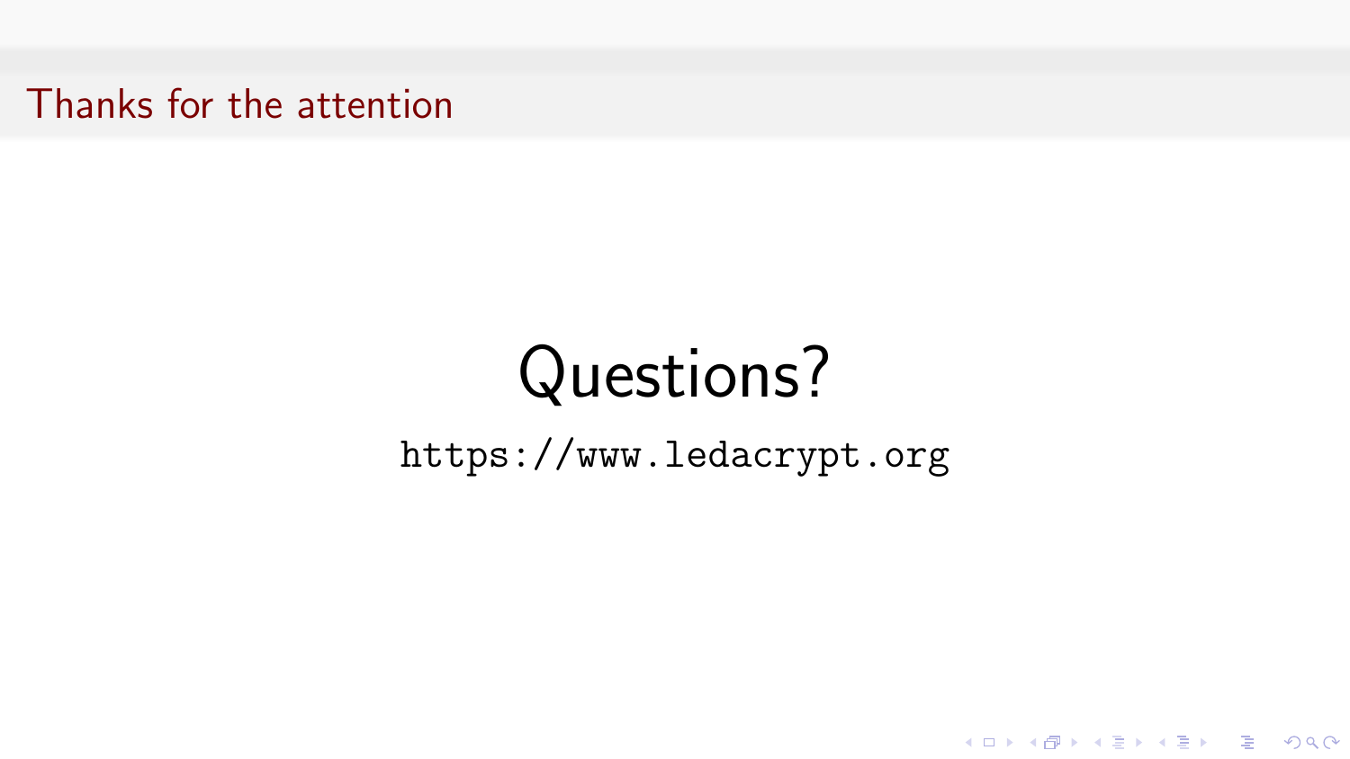# Thanks for the attention

Questions?

https://www.ledacrypt.org